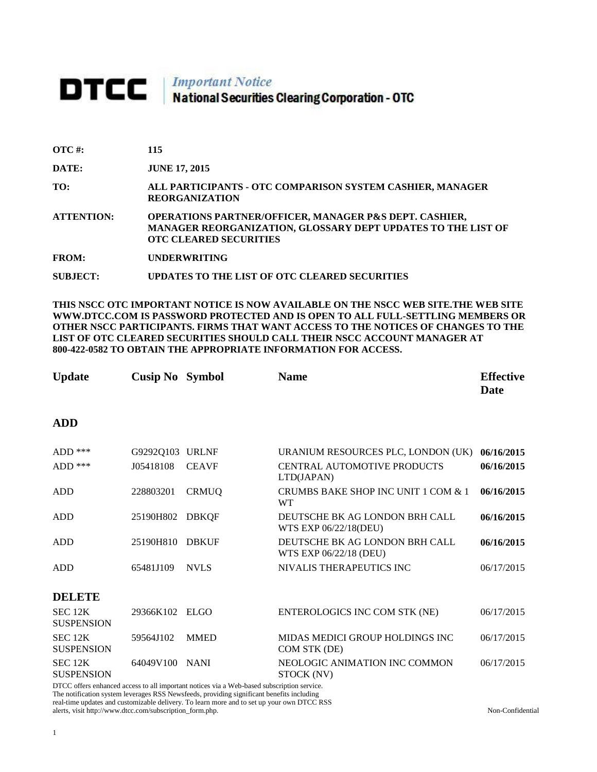# DTCC | *Important Notice* National Securities Clearing Corporation - OTC

| | |
|---|---|
| **OTC #:** | **115** |
| **DATE:** | **JUNE 17, 2015** |
| **TO:** | **ALL PARTICIPANTS - OTC COMPARISON SYSTEM CASHIER, MANAGER REORGANIZATION** |
| **ATTENTION:** | **OPERATIONS PARTNER/OFFICER, MANAGER P&S DEPT. CASHIER, MANAGER REORGANIZATION, GLOSSARY DEPT UPDATES TO THE LIST OF OTC CLEARED SECURITIES** |
| **FROM:** | **UNDERWRITING** |
| **SUBJECT:** | **UPDATES TO THE LIST OF OTC CLEARED SECURITIES** |

**THIS NSCC OTC IMPORTANT NOTICE IS NOW AVAILABLE ON THE NSCC WEB SITE.THE WEB SITE WWW.DTCC.COM IS PASSWORD PROTECTED AND IS OPEN TO ALL FULL-SETTLING MEMBERS OR OTHER NSCC PARTICIPANTS. FIRMS THAT WANT ACCESS TO THE NOTICES OF CHANGES TO THE LIST OF OTC CLEARED SECURITIES SHOULD CALL THEIR NSCC ACCOUNT MANAGER AT 800-422-0582 TO OBTAIN THE APPROPRIATE INFORMATION FOR ACCESS.**

| **Update** | **Cusip No** | **Symbol** | **Name** | **Effective Date** |
|---|---|---|---|---|
| **ADD** | | | | |
| ADD *** | G9292Q103 | URLNF | URANIUM RESOURCES PLC, LONDON (UK) | **06/16/2015** |
| ADD *** | J05418108 | CEAVF | CENTRAL AUTOMOTIVE PRODUCTS LTD(JAPAN) | **06/16/2015** |
| ADD | 228803201 | CRMUQ | CRUMBS BAKE SHOP INC UNIT 1 COM & 1 WT | **06/16/2015** |
| ADD | 25190H802 | DBKQF | DEUTSCHE BK AG LONDON BRH CALL WTS EXP 06/22/18(DEU) | **06/16/2015** |
| ADD | 25190H810 | DBKUF | DEUTSCHE BK AG LONDON BRH CALL WTS EXP 06/22/18 (DEU) | **06/16/2015** |
| ADD | 65481J109 | NVLS | NIVALIS THERAPEUTICS INC | 06/17/2015 |
| **DELETE** | | | | |
| SEC 12K SUSPENSION | 29366K102 | ELGO | ENTEROLOGICS INC COM STK (NE) | 06/17/2015 |
| SEC 12K SUSPENSION | 59564J102 | MMED | MIDAS MEDICI GROUP HOLDINGS INC COM STK (DE) | 06/17/2015 |
| SEC 12K SUSPENSION | 64049V100 | NANI | NEOLOGIC ANIMATION INC COMMON STOCK (NV) | 06/17/2015 |

DTCC offers enhanced access to all important notices via a Web-based subscription service. The notification system leverages RSS Newsfeeds, providing significant benefits including real-time updates and customizable delivery. To learn more and to set up your own DTCC RSS alerts, visit http://www.dtcc.com/subscription_form.php.

Non-Confidential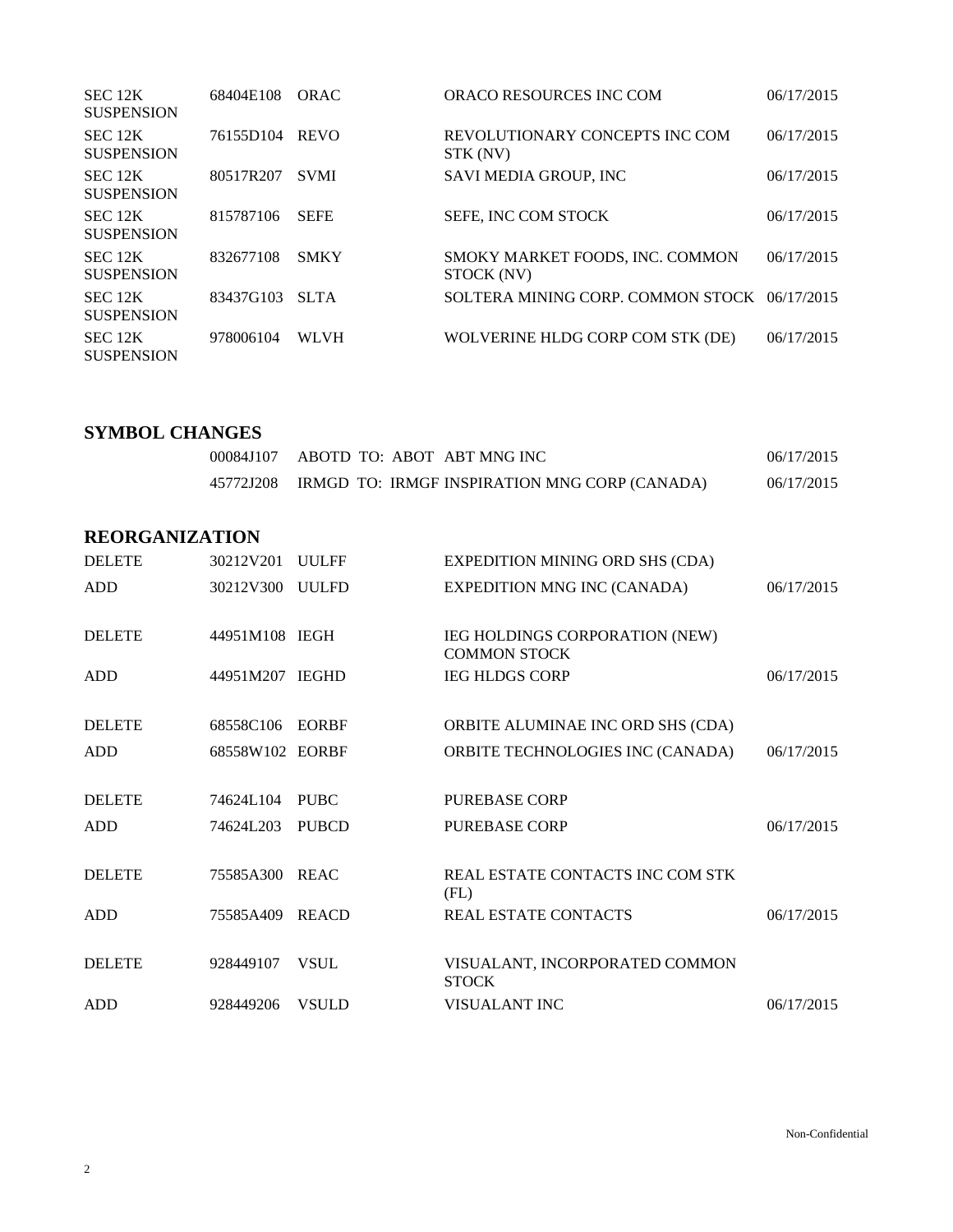| | | | | |
|---|---|---|---|---|
| SEC 12K SUSPENSION | 68404E108 | ORAC | ORACO RESOURCES INC COM | 06/17/2015 |
| SEC 12K SUSPENSION | 76155D104 | REVO | REVOLUTIONARY CONCEPTS INC COM STK (NV) | 06/17/2015 |
| SEC 12K SUSPENSION | 80517R207 | SVMI | SAVI MEDIA GROUP, INC | 06/17/2015 |
| SEC 12K SUSPENSION | 815787106 | SEFE | SEFE, INC COM STOCK | 06/17/2015 |
| SEC 12K SUSPENSION | 832677108 | SMKY | SMOKY MARKET FOODS, INC. COMMON STOCK (NV) | 06/17/2015 |
| SEC 12K SUSPENSION | 83437G103 | SLTA | SOLTERA MINING CORP. COMMON STOCK | 06/17/2015 |
| SEC 12K SUSPENSION | 978006104 | WLVH | WOLVERINE HLDG CORP COM STK (DE) | 06/17/2015 |

## SYMBOL CHANGES

| | | |
|---|---|---|
| 00084J107 | ABOTD TO: ABOT ABT MNG INC | 06/17/2015 |
| 45772J208 | IRMGD TO: IRMGF INSPIRATION MNG CORP (CANADA) | 06/17/2015 |

## REORGANIZATION

| | | | | |
|---|---|---|---|---|
| DELETE | 30212V201 | UULFF | EXPEDITION MINING ORD SHS (CDA) | |
| ADD | 30212V300 | UULFD | EXPEDITION MNG INC (CANADA) | 06/17/2015 |
| DELETE | 44951M108 | IEGH | IEG HOLDINGS CORPORATION (NEW) COMMON STOCK | |
| ADD | 44951M207 | IEGHD | IEG HLDGS CORP | 06/17/2015 |
| DELETE | 68558C106 | EORBF | ORBITE ALUMINAE INC ORD SHS (CDA) | |
| ADD | 68558W102 | EORBF | ORBITE TECHNOLOGIES INC (CANADA) | 06/17/2015 |
| DELETE | 74624L104 | PUBC | PUREBASE CORP | |
| ADD | 74624L203 | PUBCD | PUREBASE CORP | 06/17/2015 |
| DELETE | 75585A300 | REAC | REAL ESTATE CONTACTS INC COM STK (FL) | |
| ADD | 75585A409 | REACD | REAL ESTATE CONTACTS | 06/17/2015 |
| DELETE | 928449107 | VSUL | VISUALANT, INCORPORATED COMMON STOCK | |
| ADD | 928449206 | VSULD | VISUALANT INC | 06/17/2015 |

Non-Confidential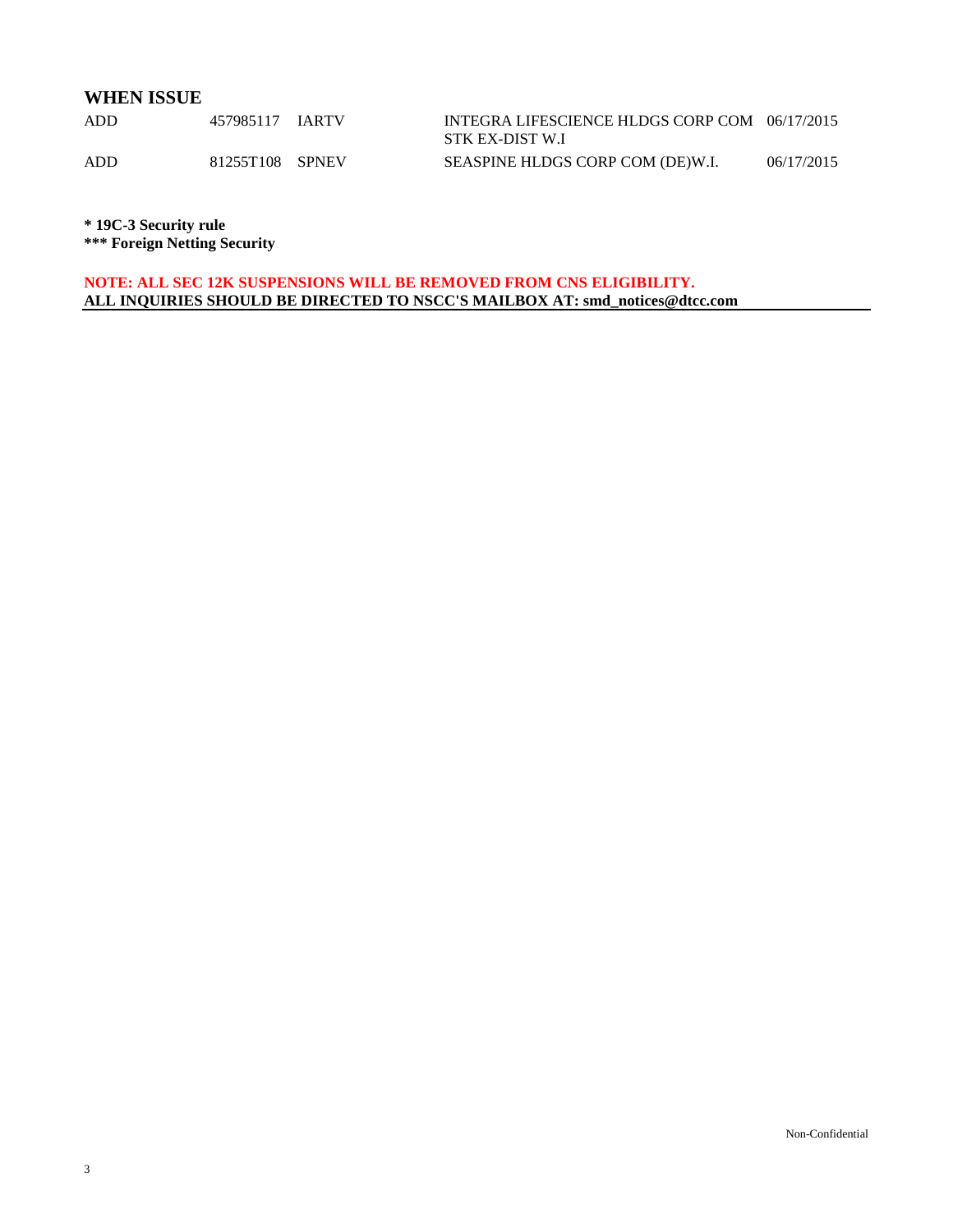## WHEN ISSUE

| | | | | |
|---|---|---|---|---|
| ADD | 457985117 | IARTV | INTEGRA LIFESCIENCE HLDGS CORP COM STK EX-DIST W.I | 06/17/2015 |
| ADD | 81255T108 | SPNEV | SEASPINE HLDGS CORP COM (DE)W.I. | 06/17/2015 |

**\* 19C-3 Security rule**
**\*\*\* Foreign Netting Security**

**NOTE: ALL SEC 12K SUSPENSIONS WILL BE REMOVED FROM CNS ELIGIBILITY.**
**ALL INQUIRIES SHOULD BE DIRECTED TO NSCC'S MAILBOX AT: smd_notices@dtcc.com**

Non-Confidential